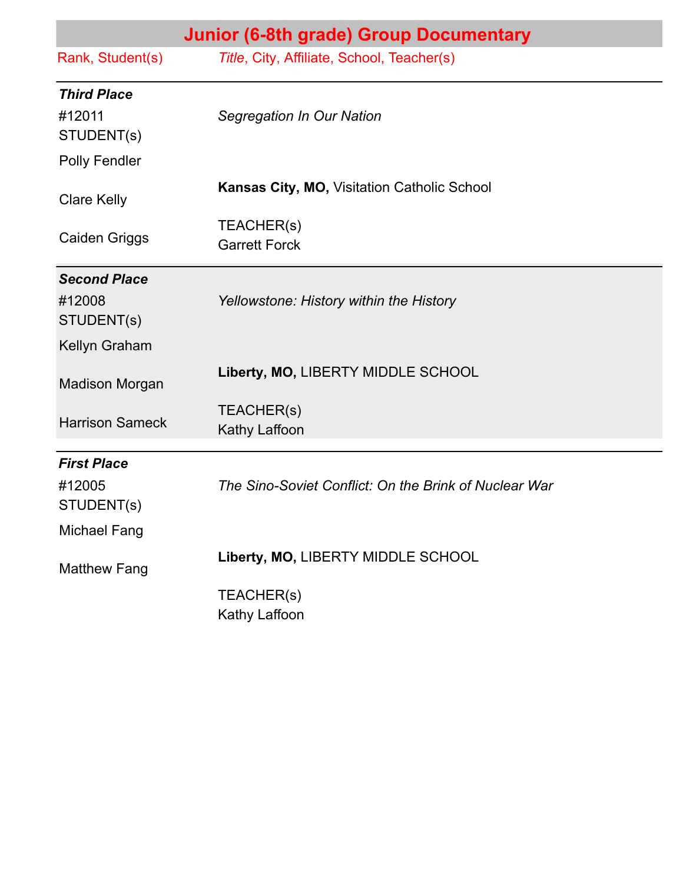# Junior (6-8th grade) Group Documentary

| Rank, Student(s) | *Title*, City, Affiliate, School, Teacher(s) |
|---|---|
| ***Third Place*** | |
| #12011 STUDENT(s) | *Segregation In Our Nation* |
| Polly Fendler | |
| Clare Kelly | **Kansas City, MO,** Visitation Catholic School |
| Caiden Griggs | TEACHER(s) Garrett Forck |
| ***Second Place*** | |
| #12008 STUDENT(s) | *Yellowstone: History within the History* |
| Kellyn Graham | |
| Madison Morgan | **Liberty, MO,** LIBERTY MIDDLE SCHOOL |
| Harrison Sameck | TEACHER(s) Kathy Laffoon |
| ***First Place*** | |
| #12005 STUDENT(s) | *The Sino-Soviet Conflict: On the Brink of Nuclear War* |
| Michael Fang | |
| Matthew Fang | **Liberty, MO,** LIBERTY MIDDLE SCHOOL |
| | TEACHER(s) Kathy Laffoon |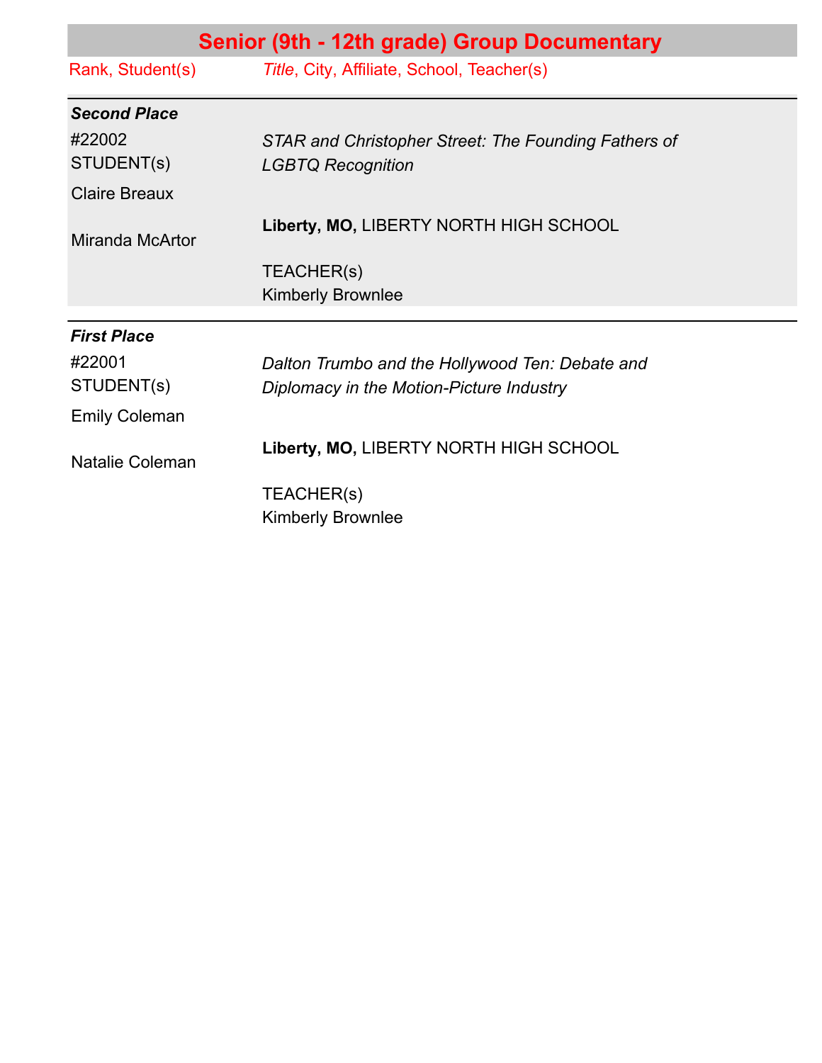## Senior (9th - 12th grade) Group Documentary

| Rank, Student(s) | *Title*, City, Affiliate, School, Teacher(s) |
| --- | --- |
| ***Second Place*** | |
| #22002<br>STUDENT(s)<br>Claire Breaux<br>Miranda McArtor | *STAR and Christopher Street: The Founding Fathers of LGBTQ Recognition*<br>**Liberty, MO,** LIBERTY NORTH HIGH SCHOOL<br>TEACHER(s)<br>Kimberly Brownlee |
| ***First Place*** | |
| #22001<br>STUDENT(s)<br>Emily Coleman<br>Natalie Coleman | *Dalton Trumbo and the Hollywood Ten: Debate and Diplomacy in the Motion-Picture Industry*<br>**Liberty, MO,** LIBERTY NORTH HIGH SCHOOL<br>TEACHER(s)<br>Kimberly Brownlee |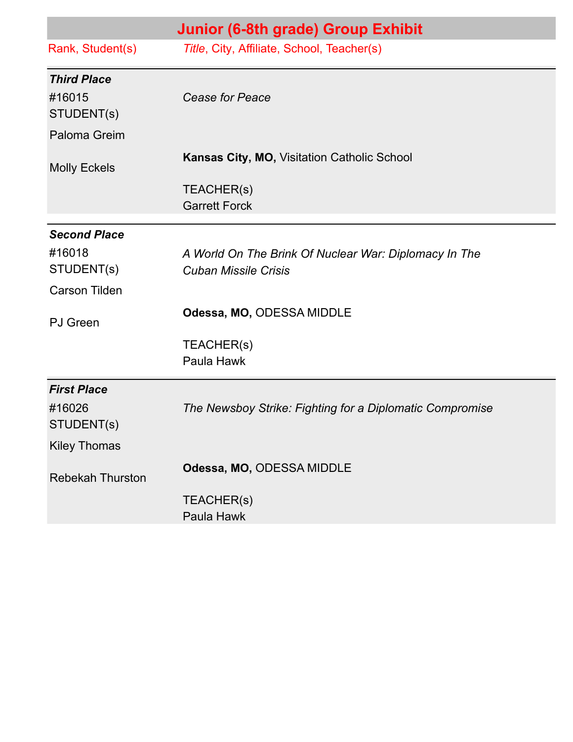## Junior (6-8th grade) Group Exhibit

| Rank, Student(s) | *Title*, City, Affiliate, School, Teacher(s) |
|---|---|
| ***Third Place*** | |
| #16015<br>STUDENT(s)<br>Paloma Greim<br>Molly Eckels | *Cease for Peace*<br><br>**Kansas City, MO**, Visitation Catholic School<br><br>TEACHER(s)<br>Garrett Forck |
| ***Second Place*** | |
| #16018<br>STUDENT(s)<br>Carson Tilden<br>PJ Green | *A World On The Brink Of Nuclear War: Diplomacy In The Cuban Missile Crisis*<br><br>**Odessa, MO,** ODESSA MIDDLE<br><br>TEACHER(s)<br>Paula Hawk |
| ***First Place*** | |
| #16026<br>STUDENT(s)<br>Kiley Thomas<br>Rebekah Thurston | *The Newsboy Strike: Fighting for a Diplomatic Compromise*<br><br>**Odessa, MO,** ODESSA MIDDLE<br><br>TEACHER(s)<br>Paula Hawk |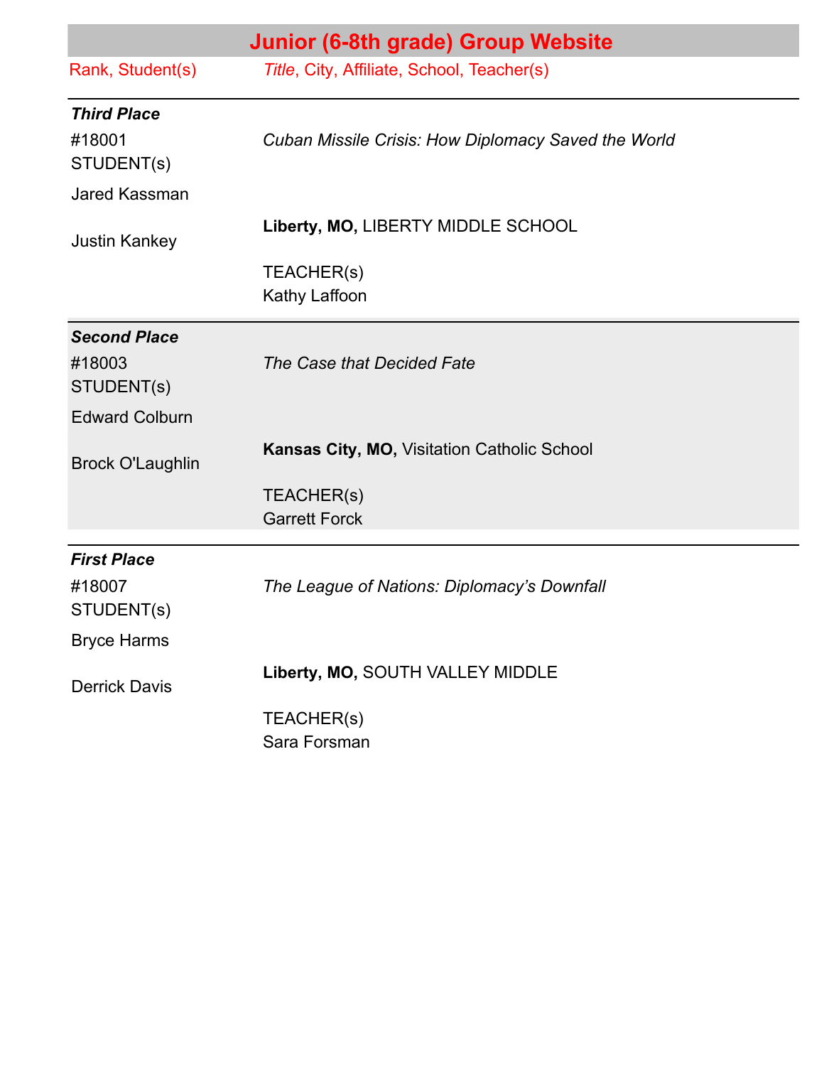## Junior (6-8th grade) Group Website

| Rank, Student(s) | *Title*, City, Affiliate, School, Teacher(s) |
|---|---|
| ***Third Place*** | |
| #18001 STUDENT(s) Jared Kassman Justin Kankey | *Cuban Missile Crisis: How Diplomacy Saved the World* **Liberty, MO,** LIBERTY MIDDLE SCHOOL TEACHER(s) Kathy Laffoon |
| ***Second Place*** | |
| #18003 STUDENT(s) Edward Colburn Brock O'Laughlin | *The Case that Decided Fate* **Kansas City, MO,** Visitation Catholic School TEACHER(s) Garrett Forck |
| ***First Place*** | |
| #18007 STUDENT(s) Bryce Harms Derrick Davis | *The League of Nations: Diplomacy's Downfall* **Liberty, MO,** SOUTH VALLEY MIDDLE TEACHER(s) Sara Forsman |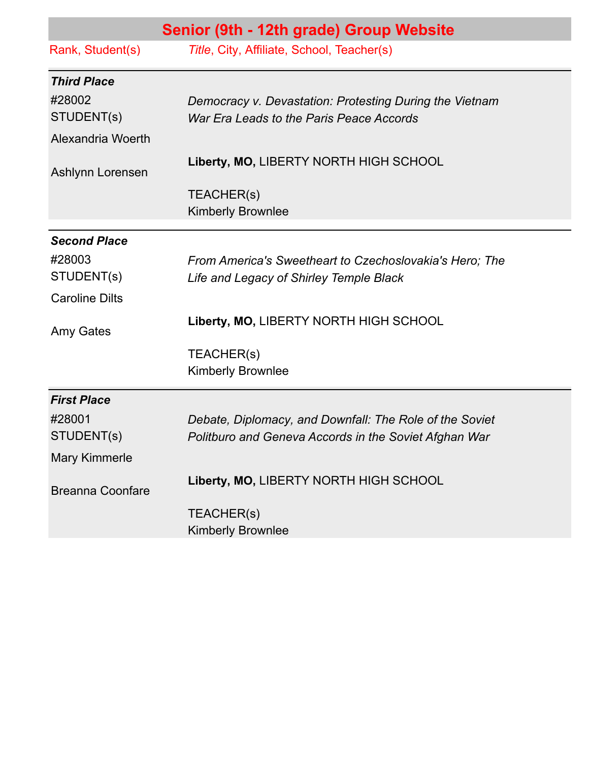## Senior (9th - 12th grade) Group Website

| Rank, Student(s) | *Title*, City, Affiliate, School, Teacher(s) |
|---|---|
| ***Third Place*** | |
| #28002<br>STUDENT(s)<br>Alexandria Woerth<br>Ashlynn Lorensen | *Democracy v. Devastation: Protesting During the Vietnam War Era Leads to the Paris Peace Accords*<br>**Liberty, MO,** LIBERTY NORTH HIGH SCHOOL<br>TEACHER(s)<br>Kimberly Brownlee |
| ***Second Place*** | |
| #28003<br>STUDENT(s)<br>Caroline Dilts<br>Amy Gates | *From America's Sweetheart to Czechoslovakia's Hero; The Life and Legacy of Shirley Temple Black*<br>**Liberty, MO,** LIBERTY NORTH HIGH SCHOOL<br>TEACHER(s)<br>Kimberly Brownlee |
| ***First Place*** | |
| #28001<br>STUDENT(s)<br>Mary Kimmerle<br>Breanna Coonfare | *Debate, Diplomacy, and Downfall: The Role of the Soviet Politburo and Geneva Accords in the Soviet Afghan War*<br>**Liberty, MO,** LIBERTY NORTH HIGH SCHOOL<br>TEACHER(s)<br>Kimberly Brownlee |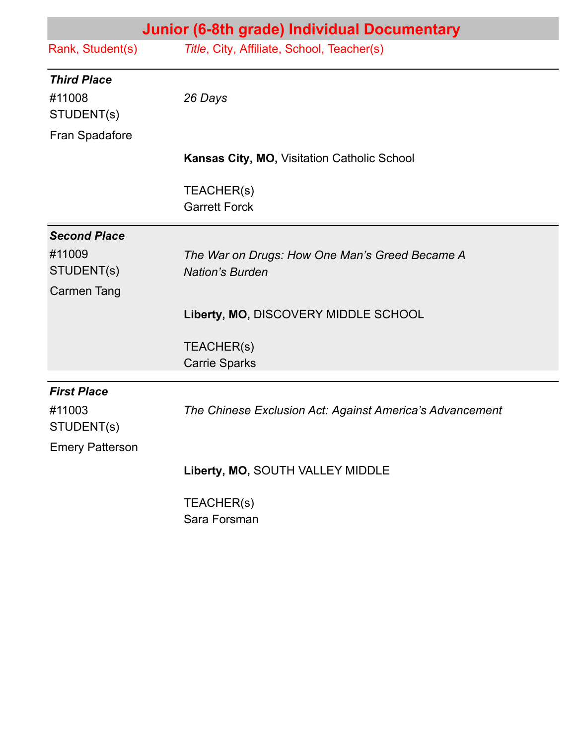## Junior (6-8th grade) Individual Documentary

| Rank, Student(s) | *Title*, City, Affiliate, School, Teacher(s) |
|---|---|
| ***Third Place*** #11008 STUDENT(s) Fran Spadafore | *26 Days* **Kansas City, MO,** Visitation Catholic School TEACHER(s) Garrett Forck |
| ***Second Place*** #11009 STUDENT(s) Carmen Tang | *The War on Drugs: How One Man's Greed Became A Nation's Burden* **Liberty, MO,** DISCOVERY MIDDLE SCHOOL TEACHER(s) Carrie Sparks |
| ***First Place*** #11003 STUDENT(s) Emery Patterson | *The Chinese Exclusion Act: Against America's Advancement* **Liberty, MO,** SOUTH VALLEY MIDDLE TEACHER(s) Sara Forsman |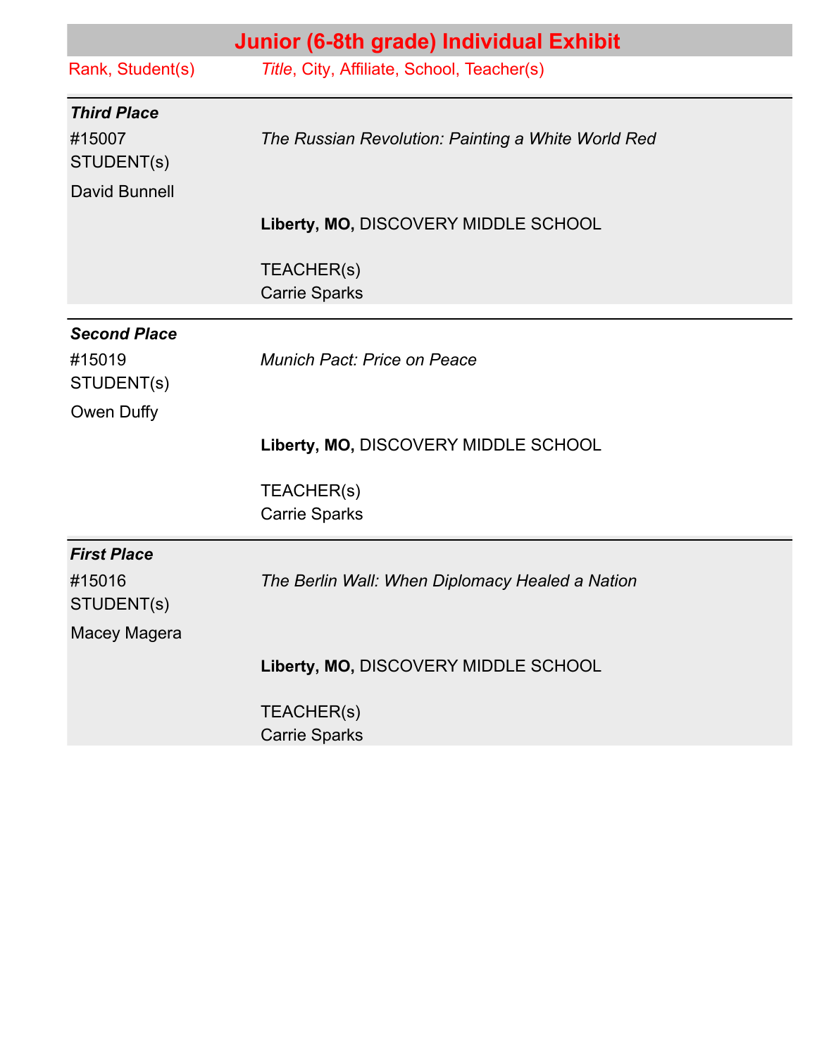## Junior (6-8th grade) Individual Exhibit

| Rank, Student(s) | *Title*, City, Affiliate, School, Teacher(s) |
|---|---|
| ***Third Place*** | |
| #15007<br>STUDENT(s)<br>David Bunnell | *The Russian Revolution: Painting a White World Red*<br><br>**Liberty, MO,** DISCOVERY MIDDLE SCHOOL<br><br>TEACHER(s)<br>Carrie Sparks |
| ***Second Place*** | |
| #15019<br>STUDENT(s)<br>Owen Duffy | *Munich Pact: Price on Peace*<br><br>**Liberty, MO,** DISCOVERY MIDDLE SCHOOL<br><br>TEACHER(s)<br>Carrie Sparks |
| ***First Place*** | |
| #15016<br>STUDENT(s)<br>Macey Magera | *The Berlin Wall: When Diplomacy Healed a Nation*<br><br>**Liberty, MO,** DISCOVERY MIDDLE SCHOOL<br><br>TEACHER(s)<br>Carrie Sparks |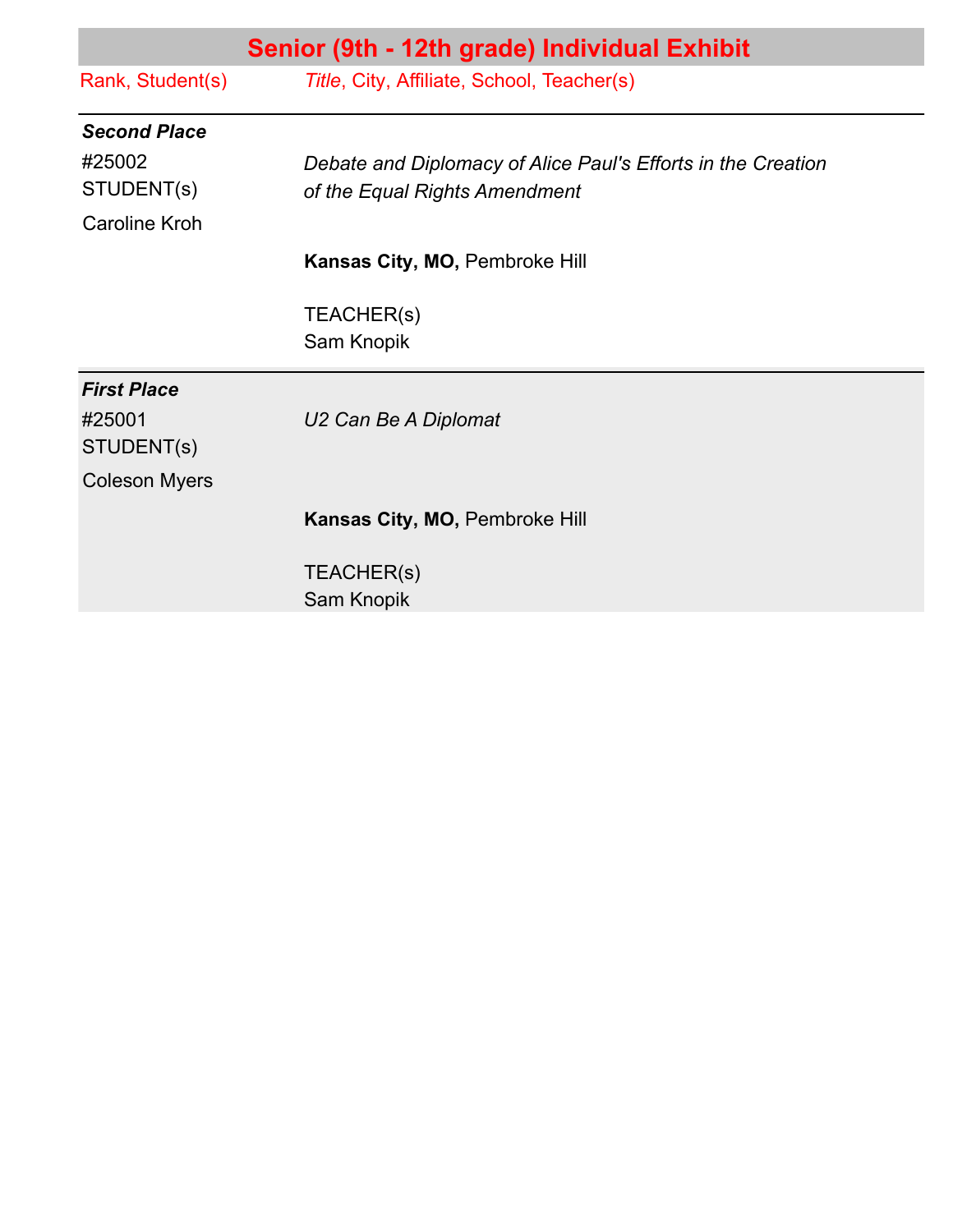## Senior (9th - 12th grade) Individual Exhibit

| Rank, Student(s) | *Title*, City, Affiliate, School, Teacher(s) |
|---|---|
| ***Second Place*** | |
| #25002<br>STUDENT(s)<br>Caroline Kroh | *Debate and Diplomacy of Alice Paul's Efforts in the Creation of the Equal Rights Amendment*<br><br>**Kansas City, MO**, Pembroke Hill<br><br>TEACHER(s)<br>Sam Knopik |
| ***First Place*** | |
| #25001<br>STUDENT(s)<br>Coleson Myers | *U2 Can Be A Diplomat*<br><br>**Kansas City, MO,** Pembroke Hill<br><br>TEACHER(s)<br>Sam Knopik |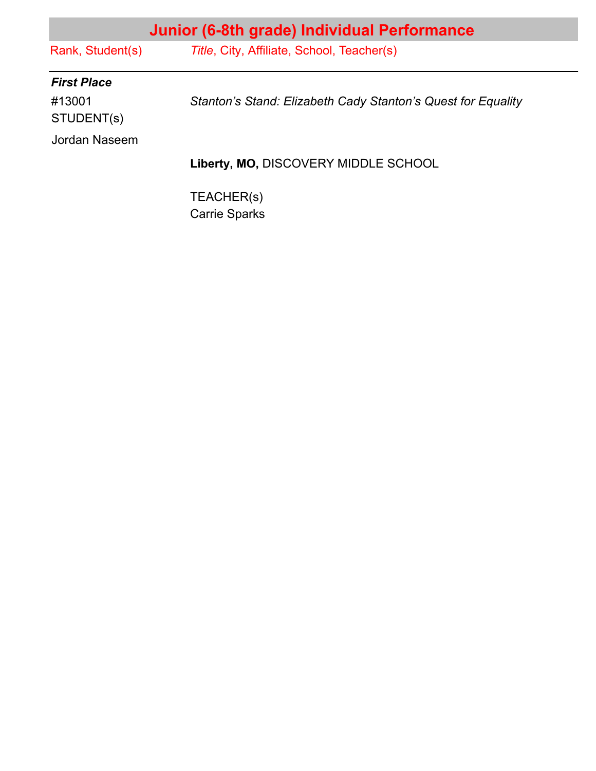## Junior (6-8th grade) Individual Performance

| Rank, Student(s) | *Title*, City, Affiliate, School, Teacher(s) |
|---|---|
| ***First Place*** | |
| #13001<br>STUDENT(s)<br>Jordan Naseem | *Stanton's Stand: Elizabeth Cady Stanton's Quest for Equality*<br><br>**Liberty, MO,** DISCOVERY MIDDLE SCHOOL<br><br>TEACHER(s)<br>Carrie Sparks |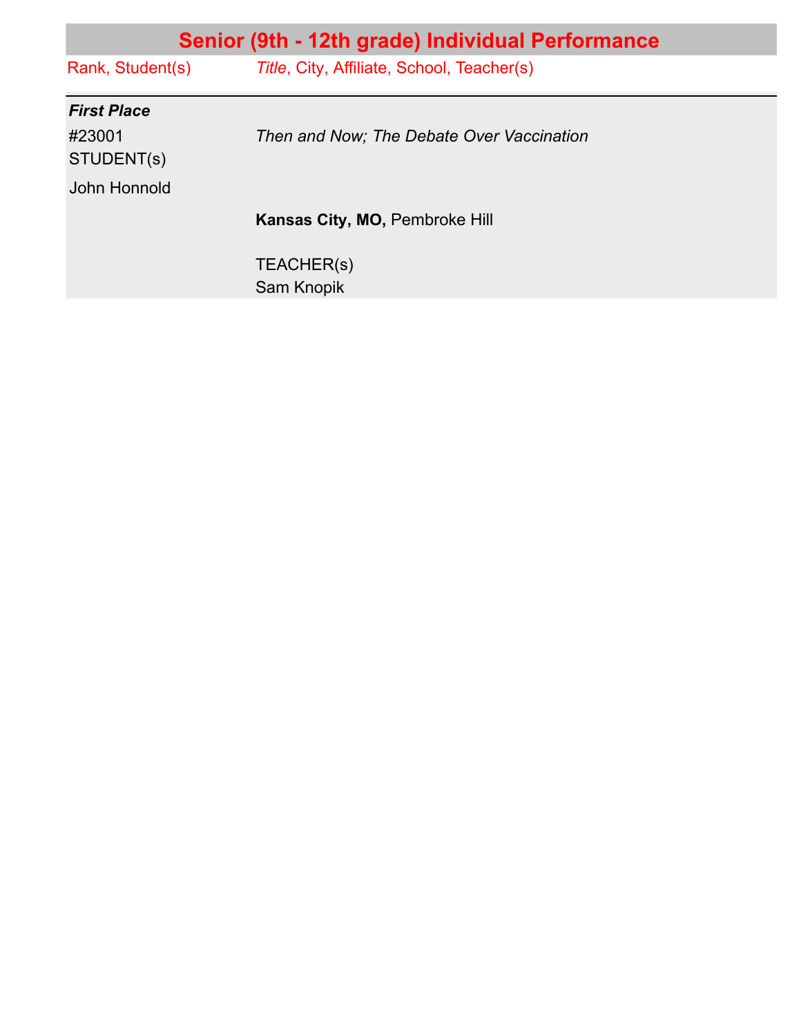## Senior (9th - 12th grade) Individual Performance

| Rank, Student(s) | *Title*, City, Affiliate, School, Teacher(s) |
|---|---|
| ***First Place*** | |
| #23001 STUDENT(s) | *Then and Now; The Debate Over Vaccination* |
| John Honnold | |
| | **Kansas City, MO**, Pembroke Hill |
| | TEACHER(s) Sam Knopik |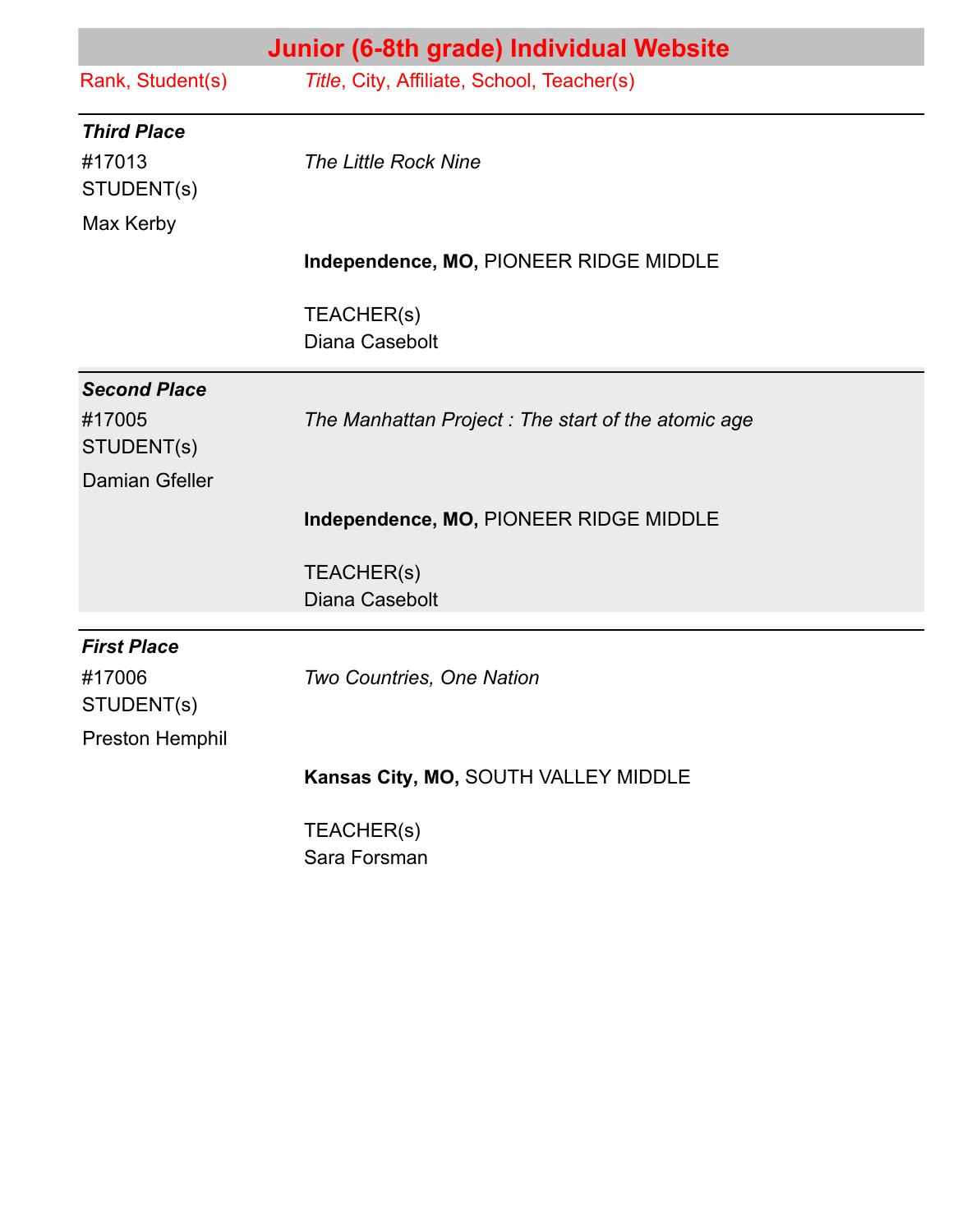## Junior (6-8th grade) Individual Website

| Rank, Student(s) | *Title*, City, Affiliate, School, Teacher(s) |
|---|---|
| ***Third Place*** | |
| #17013 STUDENT(s) Max Kerby | *The Little Rock Nine* |
| | **Independence, MO,** PIONEER RIDGE MIDDLE |
| | TEACHER(s) Diana Casebolt |
| ***Second Place*** | |
| #17005 STUDENT(s) Damian Gfeller | *The Manhattan Project : The start of the atomic age* |
| | **Independence, MO,** PIONEER RIDGE MIDDLE |
| | TEACHER(s) Diana Casebolt |
| ***First Place*** | |
| #17006 STUDENT(s) Preston Hemphil | *Two Countries, One Nation* |
| | **Kansas City, MO,** SOUTH VALLEY MIDDLE |
| | TEACHER(s) Sara Forsman |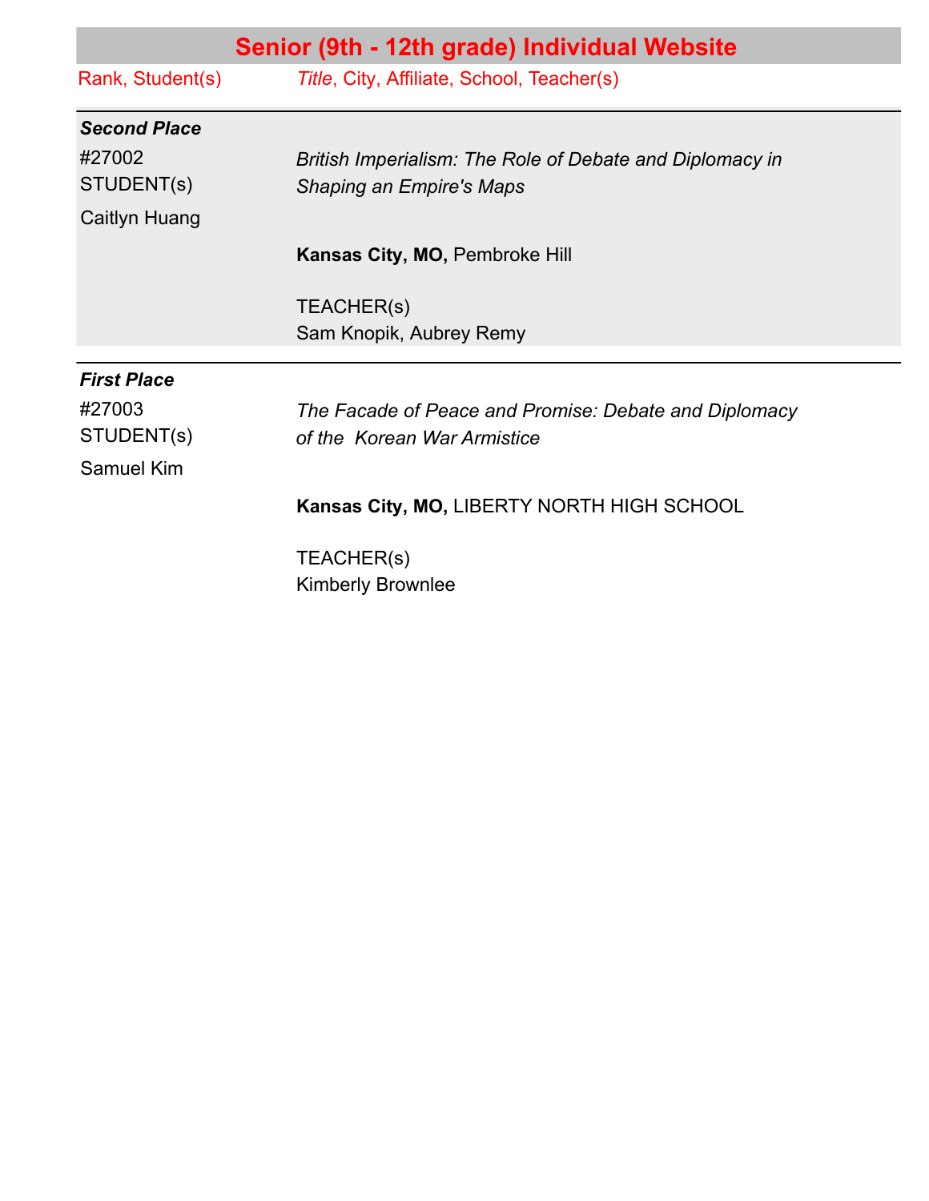## Senior (9th - 12th grade) Individual Website

| Rank, Student(s) | *Title*, City, Affiliate, School, Teacher(s) |
| --- | --- |
| ***Second Place*** | |
| #27002<br>STUDENT(s)<br>Caitlyn Huang | *British Imperialism: The Role of Debate and Diplomacy in Shaping an Empire's Maps*<br><br>**Kansas City, MO,** Pembroke Hill<br><br>TEACHER(s)<br>Sam Knopik, Aubrey Remy |
| ***First Place*** | |
| #27003<br>STUDENT(s)<br>Samuel Kim | *The Facade of Peace and Promise: Debate and Diplomacy of the Korean War Armistice*<br><br>**Kansas City, MO,** LIBERTY NORTH HIGH SCHOOL<br><br>TEACHER(s)<br>Kimberly Brownlee |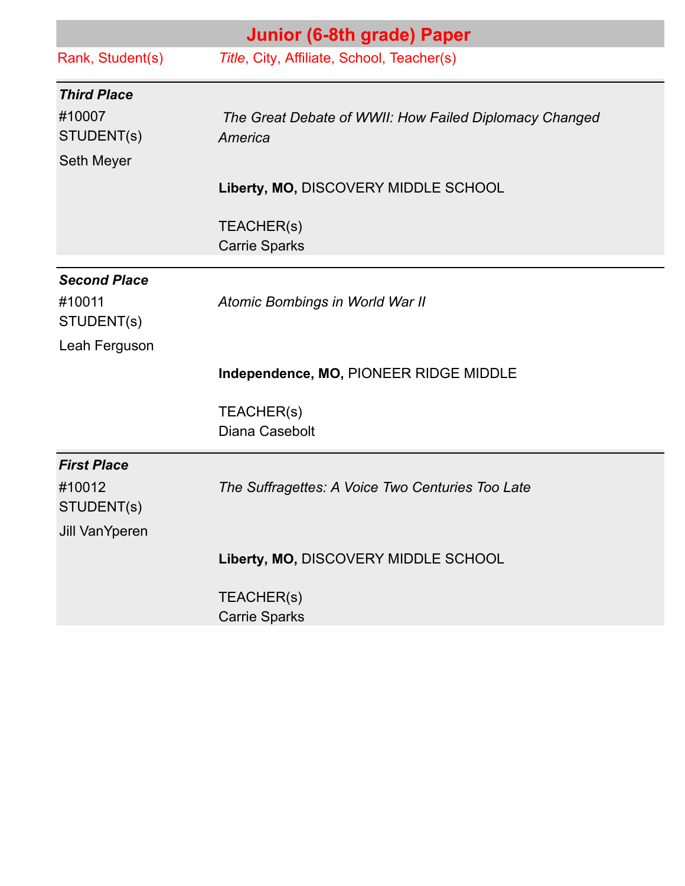## Junior (6-8th grade) Paper

| Rank, Student(s) | *Title*, City, Affiliate, School, Teacher(s) |
| --- | --- |
| ***Third Place***<br>#10007<br>STUDENT(s)<br>Seth Meyer | *The Great Debate of WWII: How Failed Diplomacy Changed America*<br><br>**Liberty, MO,** DISCOVERY MIDDLE SCHOOL<br><br>TEACHER(s)<br>Carrie Sparks |
| ***Second Place***<br>#10011<br>STUDENT(s)<br>Leah Ferguson | *Atomic Bombings in World War II*<br><br>**Independence, MO,** PIONEER RIDGE MIDDLE<br><br>TEACHER(s)<br>Diana Casebolt |
| ***First Place***<br>#10012<br>STUDENT(s)<br>Jill VanYperen | *The Suffragettes: A Voice Two Centuries Too Late*<br><br>**Liberty, MO,** DISCOVERY MIDDLE SCHOOL<br><br>TEACHER(s)<br>Carrie Sparks |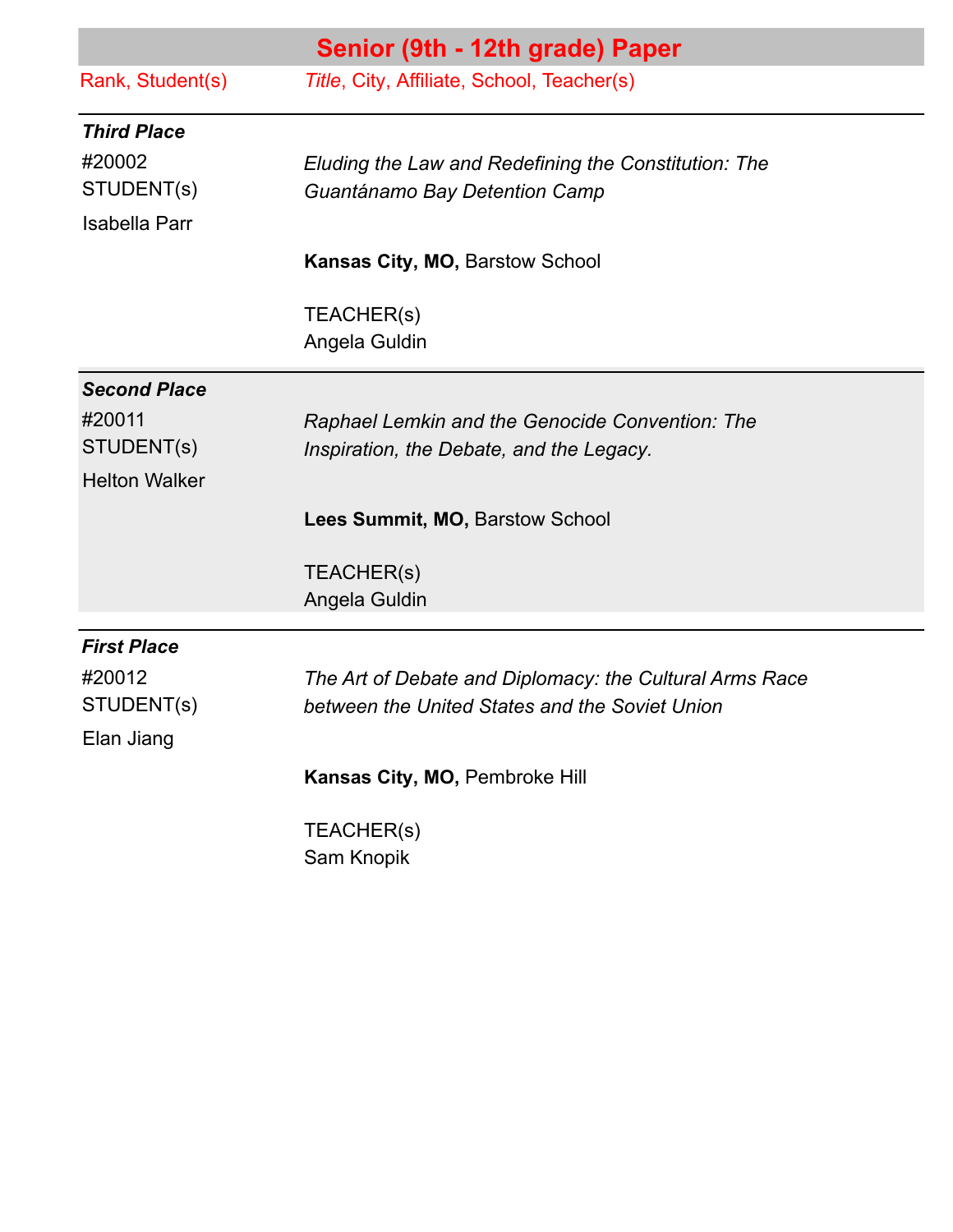## Senior (9th - 12th grade) Paper

| Rank, Student(s) | *Title*, City, Affiliate, School, Teacher(s) |
|---|---|
| ***Third Place*** | |
| #20002<br>STUDENT(s)<br>Isabella Parr | *Eluding the Law and Redefining the Constitution: The Guantánamo Bay Detention Camp*<br><br>**Kansas City, MO**, Barstow School<br><br>TEACHER(s)<br>Angela Guldin |
| ***Second Place*** | |
| #20011<br>STUDENT(s)<br>Helton Walker | *Raphael Lemkin and the Genocide Convention: The Inspiration, the Debate, and the Legacy.*<br><br>**Lees Summit, MO,** Barstow School<br><br>TEACHER(s)<br>Angela Guldin |
| ***First Place*** | |
| #20012<br>STUDENT(s)<br>Elan Jiang | *The Art of Debate and Diplomacy: the Cultural Arms Race between the United States and the Soviet Union*<br><br>**Kansas City, MO,** Pembroke Hill<br><br>TEACHER(s)<br>Sam Knopik |